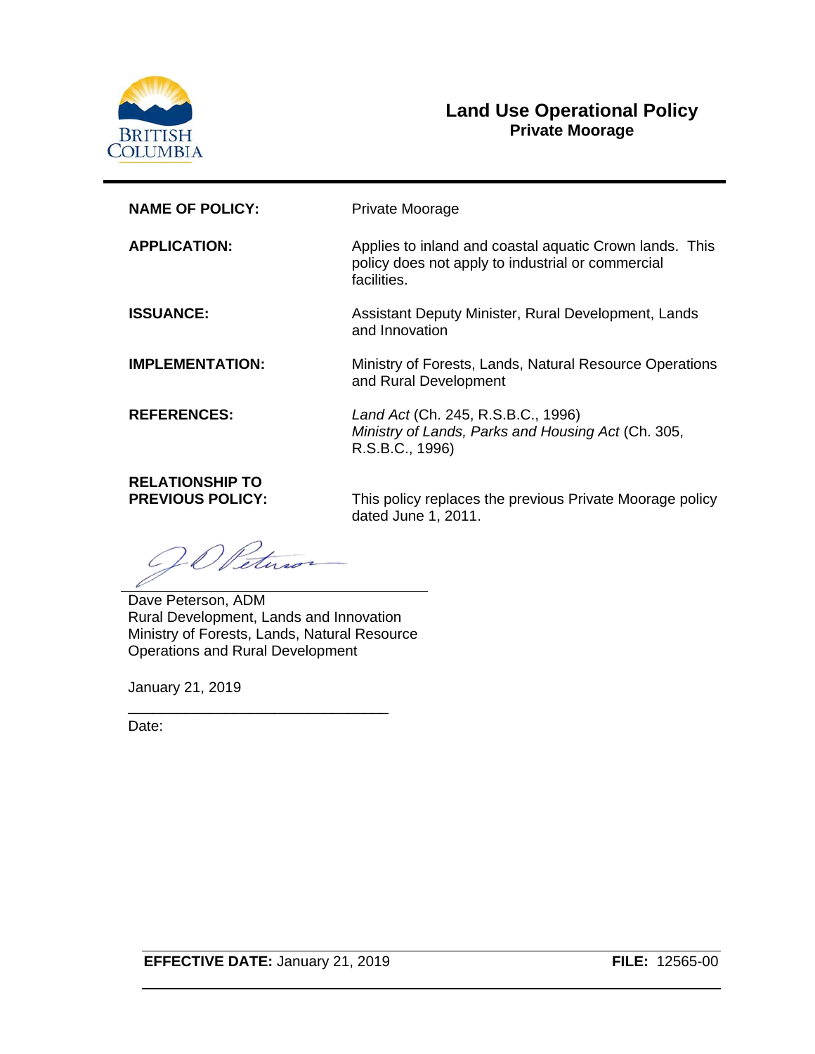# Land Use Operational Policy
## Private Moorage

| | |
|---|---|
| **NAME OF POLICY:** | Private Moorage |
| **APPLICATION:** | Applies to inland and coastal aquatic Crown lands. This policy does not apply to industrial or commercial facilities. |
| **ISSUANCE:** | Assistant Deputy Minister, Rural Development, Lands and Innovation |
| **IMPLEMENTATION:** | Ministry of Forests, Lands, Natural Resource Operations and Rural Development |
| **REFERENCES:** | *Land Act* (Ch. 245, R.S.B.C., 1996)<br>*Ministry of Lands, Parks and Housing Act* (Ch. 305, R.S.B.C., 1996) |
| **RELATIONSHIP TO PREVIOUS POLICY:** | This policy replaces the previous Private Moorage policy dated June 1, 2011. |

Dave Peterson, ADM
Rural Development, Lands and Innovation
Ministry of Forests, Lands, Natural Resource Operations and Rural Development

January 21, 2019

Date:

**EFFECTIVE DATE:** January 21, 2019 **FILE:** 12565-00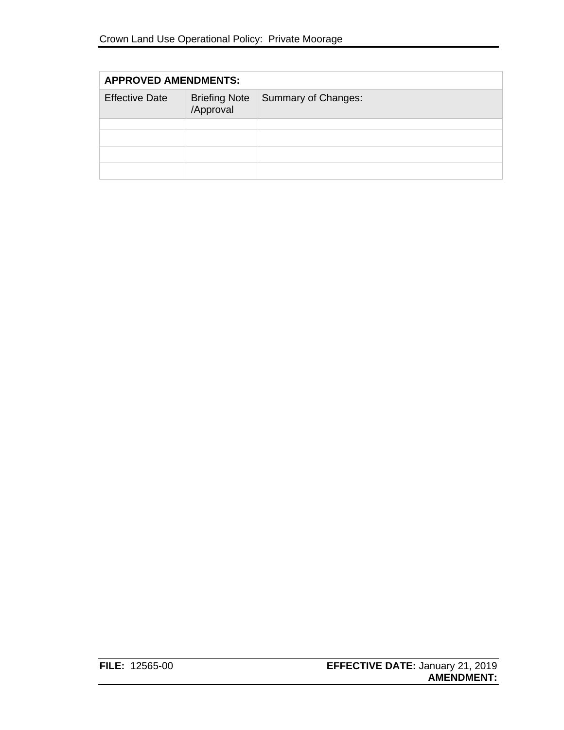| APPROVED AMENDMENTS: | | |
|---|---|---|
| Effective Date | Briefing Note /Approval | Summary of Changes: |
| | | |
| | | |
| | | |
| | | |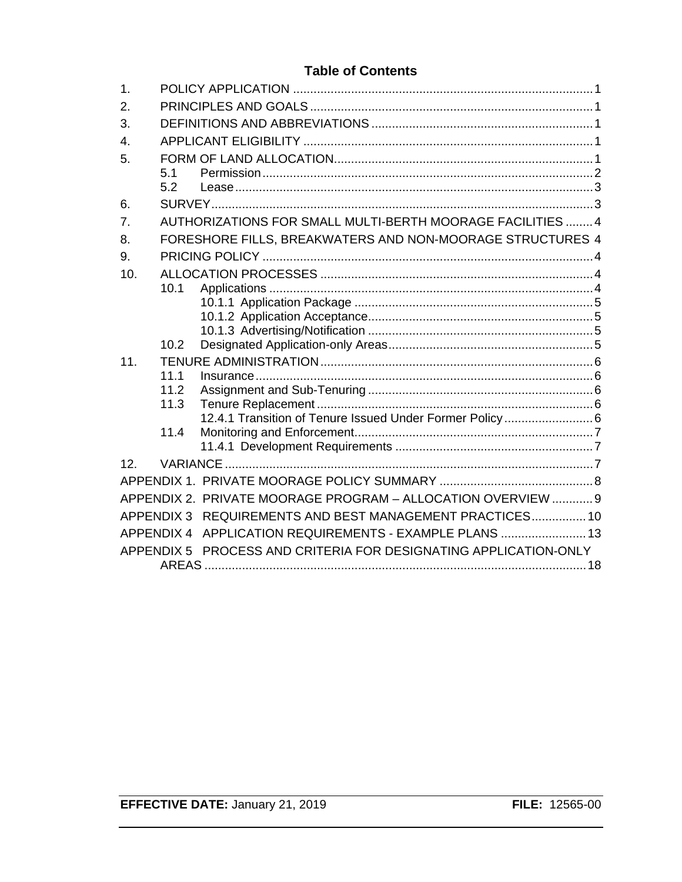# Table of Contents

1. POLICY APPLICATION ........................................................................................1
2. PRINCIPLES AND GOALS ...................................................................................1
3. DEFINITIONS AND ABBREVIATIONS .................................................................1
4. APPLICANT ELIGIBILITY .....................................................................................1
5. FORM OF LAND ALLOCATION............................................................................1
   - 5.1 Permission .................................................................................................2
   - 5.2 Lease .........................................................................................................3
6. SURVEY.................................................................................................................3
7. AUTHORIZATIONS FOR SMALL MULTI-BERTH MOORAGE FACILITIES ........4
8. FORESHORE FILLS, BREAKWATERS AND NON-MOORAGE STRUCTURES 4
9. PRICING POLICY .................................................................................................4
10. ALLOCATION PROCESSES ................................................................................4
    - 10.1 Applications ..............................................................................................4
      - 10.1.1 Application Package ......................................................................5
      - 10.1.2 Application Acceptance..................................................................5
      - 10.1.3 Advertising/Notification ..................................................................5
    - 10.2 Designated Application-only Areas............................................................5
11. TENURE ADMINISTRATION................................................................................6
    - 11.1 Insurance...................................................................................................6
    - 11.2 Assignment and Sub-Tenuring ..................................................................6
    - 11.3 Tenure Replacement .................................................................................6
      - 12.4.1 Transition of Tenure Issued Under Former Policy..........................6
    - 11.4 Monitoring and Enforcement......................................................................7
      - 11.4.1 Development Requirements ..........................................................7
12. VARIANCE ............................................................................................................7

APPENDIX 1. PRIVATE MOORAGE POLICY SUMMARY .............................................8

APPENDIX 2. PRIVATE MOORAGE PROGRAM – ALLOCATION OVERVIEW ............9

APPENDIX 3 REQUIREMENTS AND BEST MANAGEMENT PRACTICES................10

APPENDIX 4 APPLICATION REQUIREMENTS - EXAMPLE PLANS .........................13

APPENDIX 5 PROCESS AND CRITERIA FOR DESIGNATING APPLICATION-ONLY AREAS ................................................................................................................18

**EFFECTIVE DATE:** January 21, 2019 **FILE:** 12565-00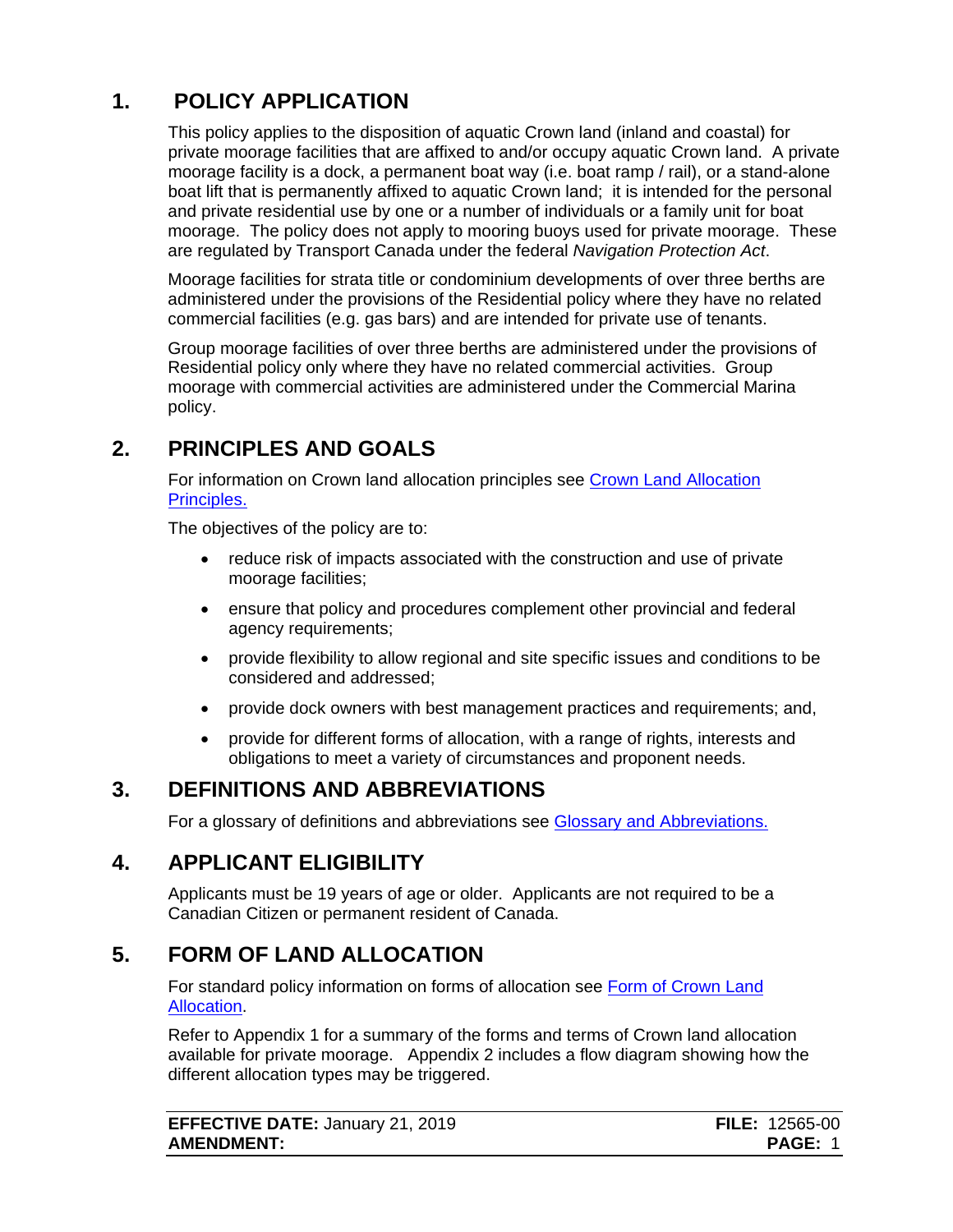## 1. POLICY APPLICATION

This policy applies to the disposition of aquatic Crown land (inland and coastal) for private moorage facilities that are affixed to and/or occupy aquatic Crown land. A private moorage facility is a dock, a permanent boat way (i.e. boat ramp / rail), or a stand-alone boat lift that is permanently affixed to aquatic Crown land; it is intended for the personal and private residential use by one or a number of individuals or a family unit for boat moorage. The policy does not apply to mooring buoys used for private moorage. These are regulated by Transport Canada under the federal *Navigation Protection Act*.

Moorage facilities for strata title or condominium developments of over three berths are administered under the provisions of the Residential policy where they have no related commercial facilities (e.g. gas bars) and are intended for private use of tenants.

Group moorage facilities of over three berths are administered under the provisions of Residential policy only where they have no related commercial activities. Group moorage with commercial activities are administered under the Commercial Marina policy.

## 2. PRINCIPLES AND GOALS

For information on Crown land allocation principles see [Crown Land Allocation Principles.]

The objectives of the policy are to:

- reduce risk of impacts associated with the construction and use of private moorage facilities;
- ensure that policy and procedures complement other provincial and federal agency requirements;
- provide flexibility to allow regional and site specific issues and conditions to be considered and addressed;
- provide dock owners with best management practices and requirements; and,
- provide for different forms of allocation, with a range of rights, interests and obligations to meet a variety of circumstances and proponent needs.

## 3. DEFINITIONS AND ABBREVIATIONS

For a glossary of definitions and abbreviations see [Glossary and Abbreviations.]

## 4. APPLICANT ELIGIBILITY

Applicants must be 19 years of age or older. Applicants are not required to be a Canadian Citizen or permanent resident of Canada.

## 5. FORM OF LAND ALLOCATION

For standard policy information on forms of allocation see [Form of Crown Land Allocation].

Refer to Appendix 1 for a summary of the forms and terms of Crown land allocation available for private moorage. Appendix 2 includes a flow diagram showing how the different allocation types may be triggered.

**EFFECTIVE DATE:** January 21, 2019 **FILE:** 12565-00
**AMENDMENT:**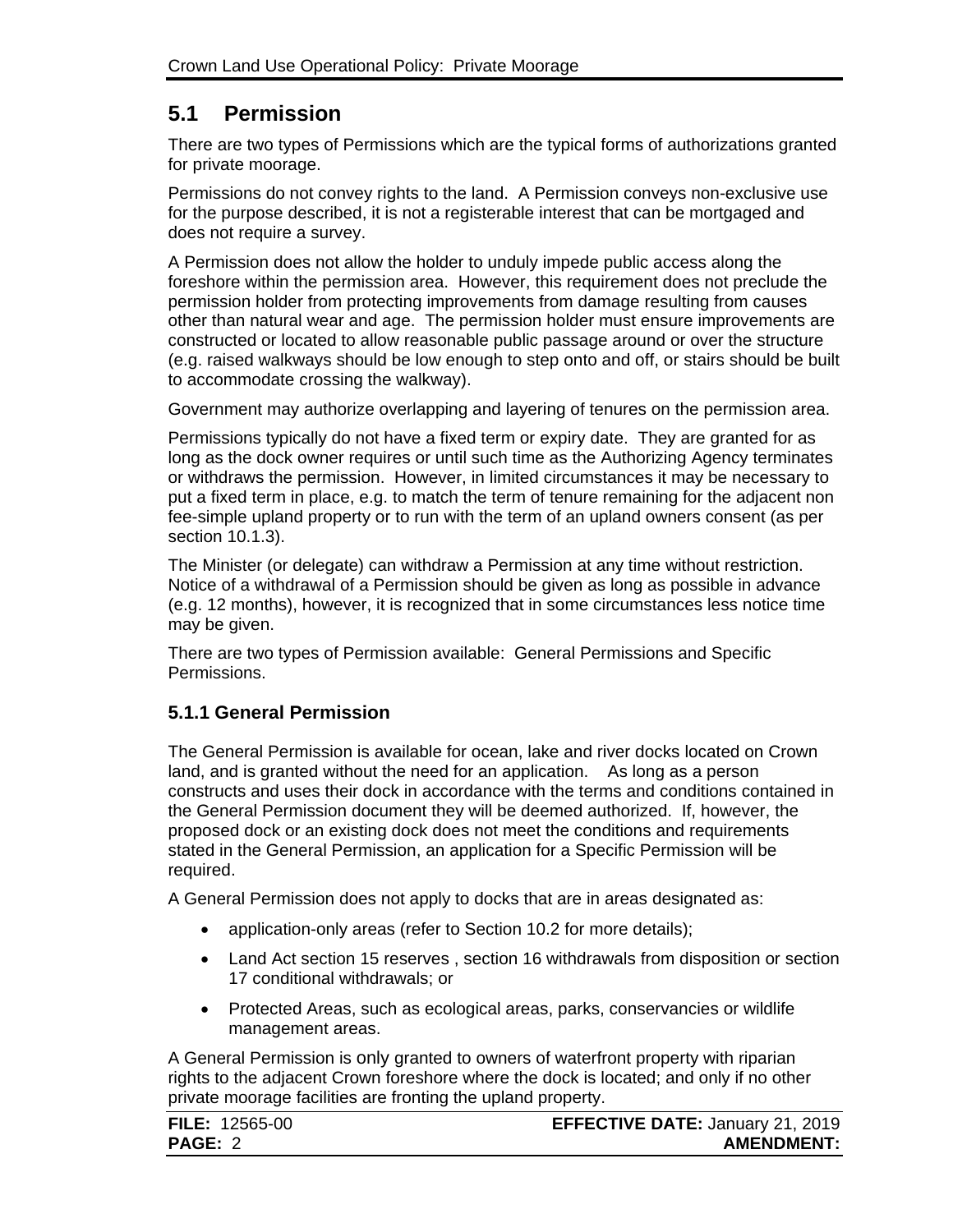## 5.1 Permission

There are two types of Permissions which are the typical forms of authorizations granted for private moorage.

Permissions do not convey rights to the land. A Permission conveys non-exclusive use for the purpose described, it is not a registerable interest that can be mortgaged and does not require a survey.

A Permission does not allow the holder to unduly impede public access along the foreshore within the permission area. However, this requirement does not preclude the permission holder from protecting improvements from damage resulting from causes other than natural wear and age. The permission holder must ensure improvements are constructed or located to allow reasonable public passage around or over the structure (e.g. raised walkways should be low enough to step onto and off, or stairs should be built to accommodate crossing the walkway).

Government may authorize overlapping and layering of tenures on the permission area.

Permissions typically do not have a fixed term or expiry date. They are granted for as long as the dock owner requires or until such time as the Authorizing Agency terminates or withdraws the permission. However, in limited circumstances it may be necessary to put a fixed term in place, e.g. to match the term of tenure remaining for the adjacent non fee-simple upland property or to run with the term of an upland owners consent (as per section 10.1.3).

The Minister (or delegate) can withdraw a Permission at any time without restriction. Notice of a withdrawal of a Permission should be given as long as possible in advance (e.g. 12 months), however, it is recognized that in some circumstances less notice time may be given.

There are two types of Permission available: General Permissions and Specific Permissions.

### 5.1.1 General Permission

The General Permission is available for ocean, lake and river docks located on Crown land, and is granted without the need for an application. As long as a person constructs and uses their dock in accordance with the terms and conditions contained in the General Permission document they will be deemed authorized. If, however, the proposed dock or an existing dock does not meet the conditions and requirements stated in the General Permission, an application for a Specific Permission will be required.

A General Permission does not apply to docks that are in areas designated as:

- application-only areas (refer to Section 10.2 for more details);
- Land Act section 15 reserves , section 16 withdrawals from disposition or section 17 conditional withdrawals; or
- Protected Areas, such as ecological areas, parks, conservancies or wildlife management areas.

A General Permission is only granted to owners of waterfront property with riparian rights to the adjacent Crown foreshore where the dock is located; and only if no other private moorage facilities are fronting the upland property.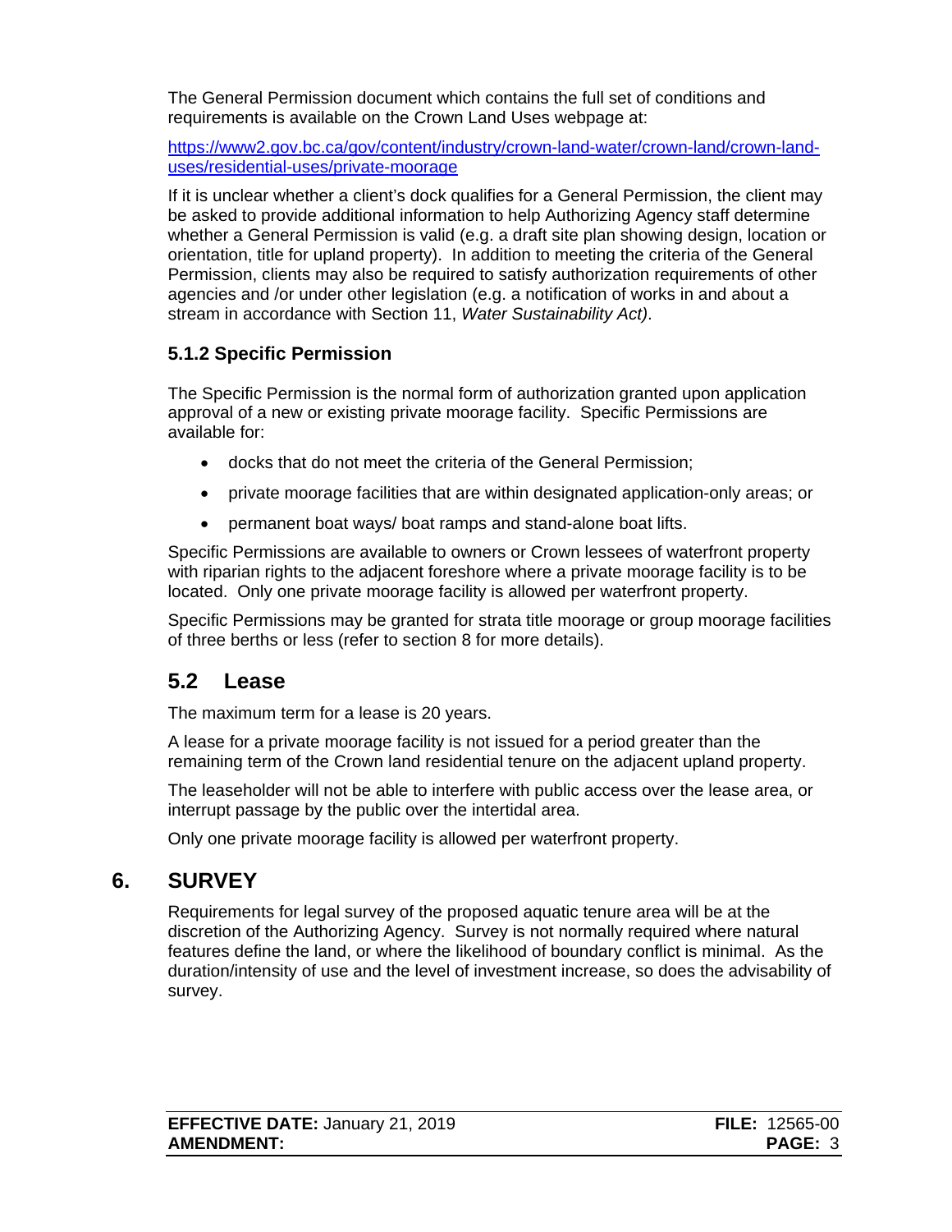The General Permission document which contains the full set of conditions and requirements is available on the Crown Land Uses webpage at:

[https://www2.gov.bc.ca/gov/content/industry/crown-land-water/crown-land/crown-land-uses/residential-uses/private-moorage](https://www2.gov.bc.ca/gov/content/industry/crown-land-water/crown-land/crown-land-uses/residential-uses/private-moorage)

If it is unclear whether a client's dock qualifies for a General Permission, the client may be asked to provide additional information to help Authorizing Agency staff determine whether a General Permission is valid (e.g. a draft site plan showing design, location or orientation, title for upland property). In addition to meeting the criteria of the General Permission, clients may also be required to satisfy authorization requirements of other agencies and /or under other legislation (e.g. a notification of works in and about a stream in accordance with Section 11, *Water Sustainability Act)*.

### 5.1.2 Specific Permission

The Specific Permission is the normal form of authorization granted upon application approval of a new or existing private moorage facility. Specific Permissions are available for:

- docks that do not meet the criteria of the General Permission;
- private moorage facilities that are within designated application-only areas; or
- permanent boat ways/ boat ramps and stand-alone boat lifts.

Specific Permissions are available to owners or Crown lessees of waterfront property with riparian rights to the adjacent foreshore where a private moorage facility is to be located. Only one private moorage facility is allowed per waterfront property.

Specific Permissions may be granted for strata title moorage or group moorage facilities of three berths or less (refer to section 8 for more details).

## 5.2 Lease

The maximum term for a lease is 20 years.

A lease for a private moorage facility is not issued for a period greater than the remaining term of the Crown land residential tenure on the adjacent upland property.

The leaseholder will not be able to interfere with public access over the lease area, or interrupt passage by the public over the intertidal area.

Only one private moorage facility is allowed per waterfront property.

# 6. SURVEY

Requirements for legal survey of the proposed aquatic tenure area will be at the discretion of the Authorizing Agency. Survey is not normally required where natural features define the land, or where the likelihood of boundary conflict is minimal. As the duration/intensity of use and the level of investment increase, so does the advisability of survey.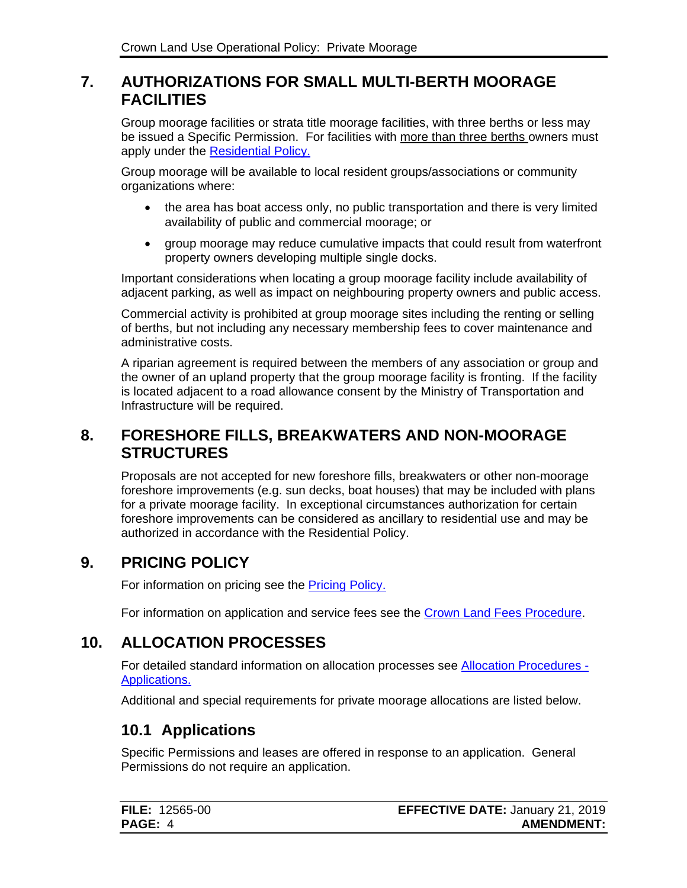## 7. AUTHORIZATIONS FOR SMALL MULTI-BERTH MOORAGE FACILITIES

Group moorage facilities or strata title moorage facilities, with three berths or less may be issued a Specific Permission. For facilities with more than three berths owners must apply under the Residential Policy.

Group moorage will be available to local resident groups/associations or community organizations where:

- the area has boat access only, no public transportation and there is very limited availability of public and commercial moorage; or
- group moorage may reduce cumulative impacts that could result from waterfront property owners developing multiple single docks.

Important considerations when locating a group moorage facility include availability of adjacent parking, as well as impact on neighbouring property owners and public access.

Commercial activity is prohibited at group moorage sites including the renting or selling of berths, but not including any necessary membership fees to cover maintenance and administrative costs.

A riparian agreement is required between the members of any association or group and the owner of an upland property that the group moorage facility is fronting. If the facility is located adjacent to a road allowance consent by the Ministry of Transportation and Infrastructure will be required.

## 8. FORESHORE FILLS, BREAKWATERS AND NON-MOORAGE STRUCTURES

Proposals are not accepted for new foreshore fills, breakwaters or other non-moorage foreshore improvements (e.g. sun decks, boat houses) that may be included with plans for a private moorage facility. In exceptional circumstances authorization for certain foreshore improvements can be considered as ancillary to residential use and may be authorized in accordance with the Residential Policy.

## 9. PRICING POLICY

For information on pricing see the Pricing Policy.

For information on application and service fees see the Crown Land Fees Procedure.

## 10. ALLOCATION PROCESSES

For detailed standard information on allocation processes see Allocation Procedures - Applications.

Additional and special requirements for private moorage allocations are listed below.

### 10.1 Applications

Specific Permissions and leases are offered in response to an application. General Permissions do not require an application.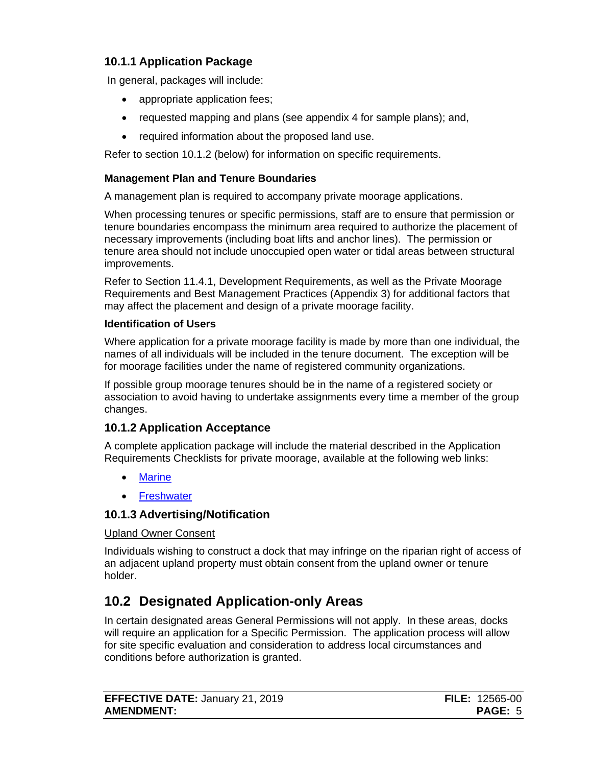### 10.1.1 Application Package

In general, packages will include:

- appropriate application fees;
- requested mapping and plans (see appendix 4 for sample plans); and,
- required information about the proposed land use.

Refer to section 10.1.2 (below) for information on specific requirements.

#### Management Plan and Tenure Boundaries

A management plan is required to accompany private moorage applications.

When processing tenures or specific permissions, staff are to ensure that permission or tenure boundaries encompass the minimum area required to authorize the placement of necessary improvements (including boat lifts and anchor lines). The permission or tenure area should not include unoccupied open water or tidal areas between structural improvements.

Refer to Section 11.4.1, Development Requirements, as well as the Private Moorage Requirements and Best Management Practices (Appendix 3) for additional factors that may affect the placement and design of a private moorage facility.

#### Identification of Users

Where application for a private moorage facility is made by more than one individual, the names of all individuals will be included in the tenure document. The exception will be for moorage facilities under the name of registered community organizations.

If possible group moorage tenures should be in the name of a registered society or association to avoid having to undertake assignments every time a member of the group changes.

### 10.1.2 Application Acceptance

A complete application package will include the material described in the Application Requirements Checklists for private moorage, available at the following web links:

- Marine
- Freshwater

### 10.1.3 Advertising/Notification

Upland Owner Consent

Individuals wishing to construct a dock that may infringe on the riparian right of access of an adjacent upland property must obtain consent from the upland owner or tenure holder.

## 10.2 Designated Application-only Areas

In certain designated areas General Permissions will not apply. In these areas, docks will require an application for a Specific Permission. The application process will allow for site specific evaluation and consideration to address local circumstances and conditions before authorization is granted.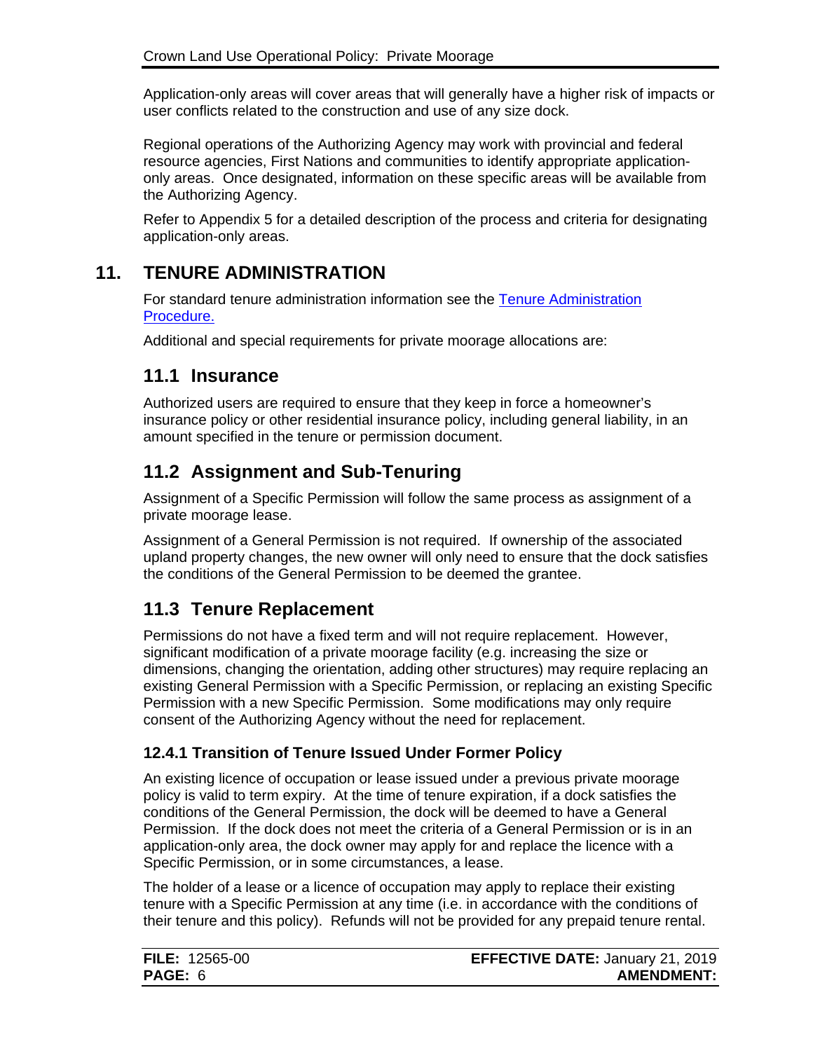Application-only areas will cover areas that will generally have a higher risk of impacts or user conflicts related to the construction and use of any size dock.

Regional operations of the Authorizing Agency may work with provincial and federal resource agencies, First Nations and communities to identify appropriate application-only areas. Once designated, information on these specific areas will be available from the Authorizing Agency.

Refer to Appendix 5 for a detailed description of the process and criteria for designating application-only areas.

# 11. TENURE ADMINISTRATION

For standard tenure administration information see the [Tenure Administration Procedure.]()

Additional and special requirements for private moorage allocations are:

## 11.1 Insurance

Authorized users are required to ensure that they keep in force a homeowner's insurance policy or other residential insurance policy, including general liability, in an amount specified in the tenure or permission document.

## 11.2 Assignment and Sub-Tenuring

Assignment of a Specific Permission will follow the same process as assignment of a private moorage lease.

Assignment of a General Permission is not required. If ownership of the associated upland property changes, the new owner will only need to ensure that the dock satisfies the conditions of the General Permission to be deemed the grantee.

## 11.3 Tenure Replacement

Permissions do not have a fixed term and will not require replacement. However, significant modification of a private moorage facility (e.g. increasing the size or dimensions, changing the orientation, adding other structures) may require replacing an existing General Permission with a Specific Permission, or replacing an existing Specific Permission with a new Specific Permission. Some modifications may only require consent of the Authorizing Agency without the need for replacement.

### 12.4.1 Transition of Tenure Issued Under Former Policy

An existing licence of occupation or lease issued under a previous private moorage policy is valid to term expiry. At the time of tenure expiration, if a dock satisfies the conditions of the General Permission, the dock will be deemed to have a General Permission. If the dock does not meet the criteria of a General Permission or is in an application-only area, the dock owner may apply for and replace the licence with a Specific Permission, or in some circumstances, a lease.

The holder of a lease or a licence of occupation may apply to replace their existing tenure with a Specific Permission at any time (i.e. in accordance with the conditions of their tenure and this policy). Refunds will not be provided for any prepaid tenure rental.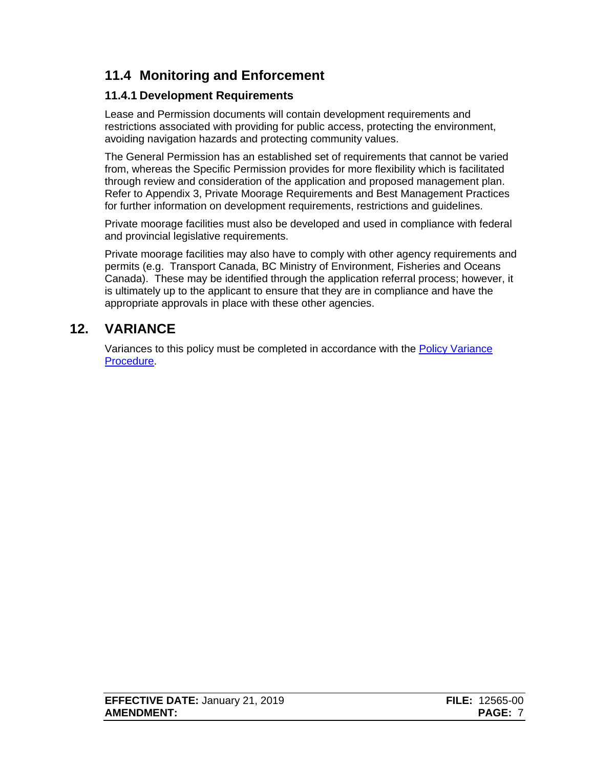## 11.4 Monitoring and Enforcement

### 11.4.1 Development Requirements

Lease and Permission documents will contain development requirements and restrictions associated with providing for public access, protecting the environment, avoiding navigation hazards and protecting community values.

The General Permission has an established set of requirements that cannot be varied from, whereas the Specific Permission provides for more flexibility which is facilitated through review and consideration of the application and proposed management plan. Refer to Appendix 3, Private Moorage Requirements and Best Management Practices for further information on development requirements, restrictions and guidelines.

Private moorage facilities must also be developed and used in compliance with federal and provincial legislative requirements.

Private moorage facilities may also have to comply with other agency requirements and permits (e.g. Transport Canada, BC Ministry of Environment, Fisheries and Oceans Canada). These may be identified through the application referral process; however, it is ultimately up to the applicant to ensure that they are in compliance and have the appropriate approvals in place with these other agencies.

# 12. VARIANCE

Variances to this policy must be completed in accordance with the Policy Variance Procedure.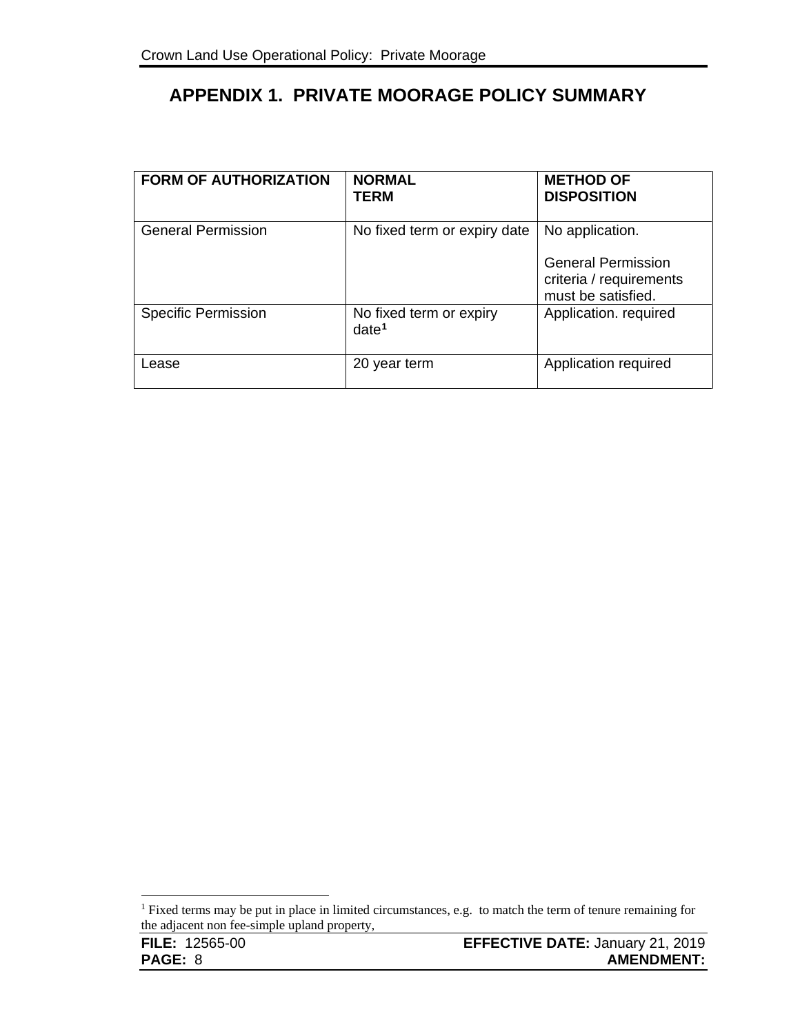# APPENDIX 1. PRIVATE MOORAGE POLICY SUMMARY

| FORM OF AUTHORIZATION | NORMAL TERM | METHOD OF DISPOSITION |
|---|---|---|
| General Permission | No fixed term or expiry date | No application.<br><br>General Permission criteria / requirements must be satisfied. |
| Specific Permission | No fixed term or expiry date[1] | Application. required |
| Lease | 20 year term | Application required |

[1] Fixed terms may be put in place in limited circumstances, e.g. to match the term of tenure remaining for the adjacent non fee-simple upland property,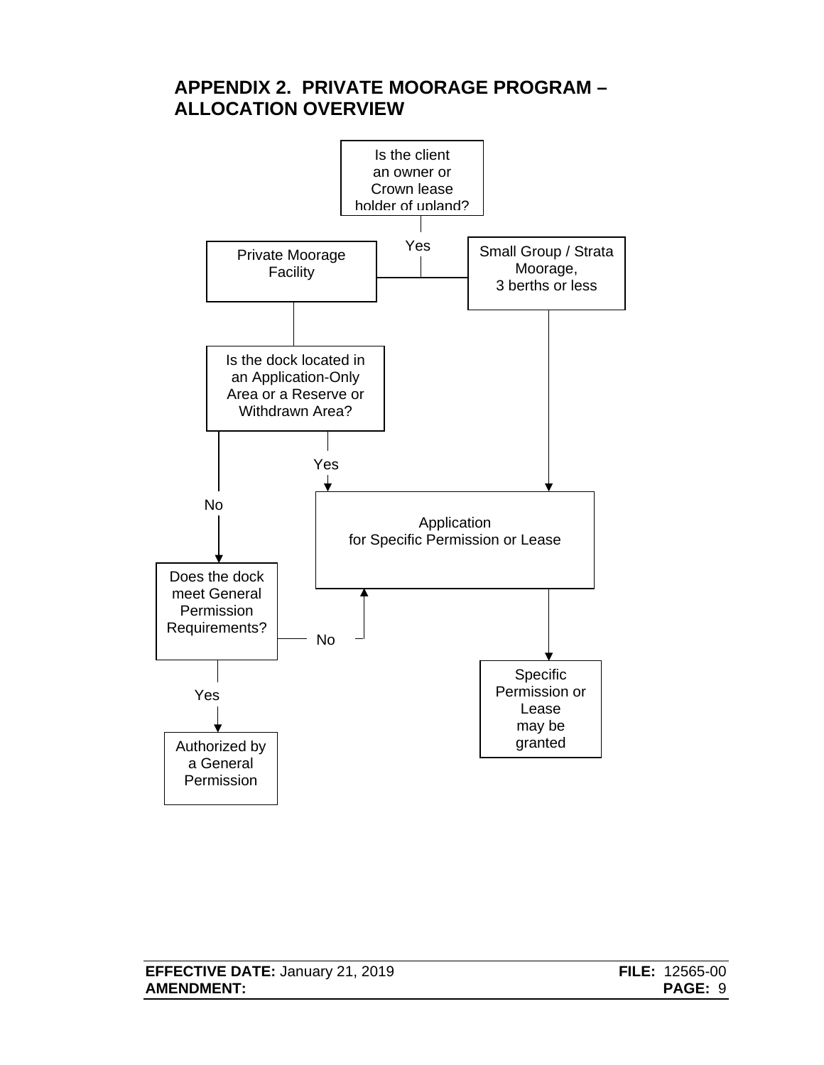## APPENDIX 2. PRIVATE MOORAGE PROGRAM – ALLOCATION OVERVIEW

Is the client an owner or Crown lease holder of upland?

Yes

Private Moorage Facility

Small Group / Strata Moorage, 3 berths or less

Is the dock located in an Application-Only Area or a Reserve or Withdrawn Area?

Yes

No

Application for Specific Permission or Lease

Does the dock meet General Permission Requirements?

No

Specific Permission or Lease may be granted

Yes

Authorized by a General Permission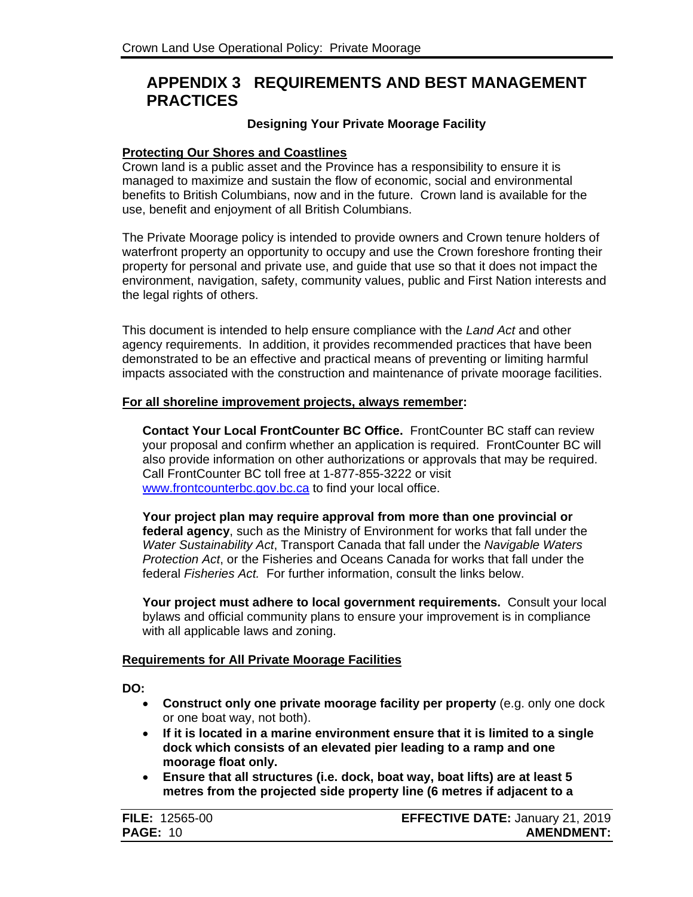# APPENDIX 3 REQUIREMENTS AND BEST MANAGEMENT PRACTICES

**Designing Your Private Moorage Facility**

**Protecting Our Shores and Coastlines**

Crown land is a public asset and the Province has a responsibility to ensure it is managed to maximize and sustain the flow of economic, social and environmental benefits to British Columbians, now and in the future. Crown land is available for the use, benefit and enjoyment of all British Columbians.

The Private Moorage policy is intended to provide owners and Crown tenure holders of waterfront property an opportunity to occupy and use the Crown foreshore fronting their property for personal and private use, and guide that use so that it does not impact the environment, navigation, safety, community values, public and First Nation interests and the legal rights of others.

This document is intended to help ensure compliance with the *Land Act* and other agency requirements. In addition, it provides recommended practices that have been demonstrated to be an effective and practical means of preventing or limiting harmful impacts associated with the construction and maintenance of private moorage facilities.

**For all shoreline improvement projects, always remember:**

**Contact Your Local FrontCounter BC Office.** FrontCounter BC staff can review your proposal and confirm whether an application is required. FrontCounter BC will also provide information on other authorizations or approvals that may be required. Call FrontCounter BC toll free at 1-877-855-3222 or visit www.frontcounterbc.gov.bc.ca to find your local office.

**Your project plan may require approval from more than one provincial or federal agency**, such as the Ministry of Environment for works that fall under the *Water Sustainability Act*, Transport Canada that fall under the *Navigable Waters Protection Act*, or the Fisheries and Oceans Canada for works that fall under the federal *Fisheries Act.* For further information, consult the links below.

**Your project must adhere to local government requirements.** Consult your local bylaws and official community plans to ensure your improvement is in compliance with all applicable laws and zoning.

**Requirements for All Private Moorage Facilities**

**DO:**

- **Construct only one private moorage facility per property** (e.g. only one dock or one boat way, not both).
- **If it is located in a marine environment ensure that it is limited to a single dock which consists of an elevated pier leading to a ramp and one moorage float only.**
- **Ensure that all structures (i.e. dock, boat way, boat lifts) are at least 5 metres from the projected side property line (6 metres if adjacent to a**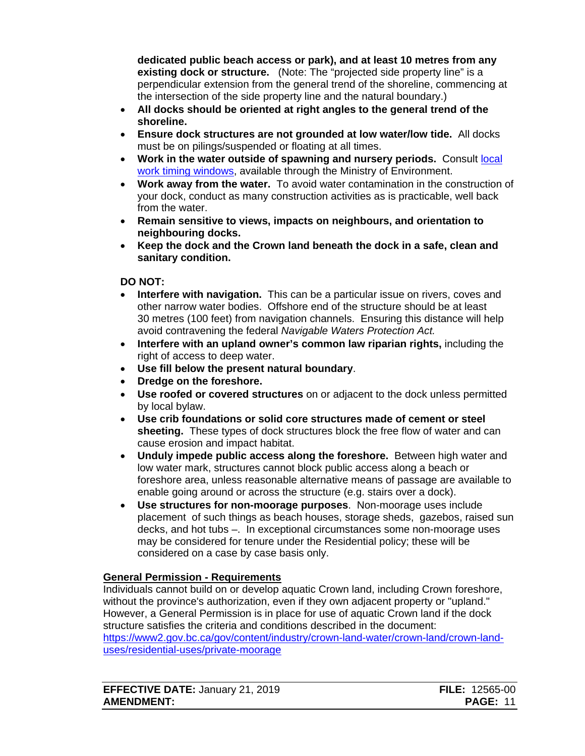**dedicated public beach access or park), and at least 10 metres from any existing dock or structure.** (Note: The "projected side property line" is a perpendicular extension from the general trend of the shoreline, commencing at the intersection of the side property line and the natural boundary.)

- **All docks should be oriented at right angles to the general trend of the shoreline.**
- **Ensure dock structures are not grounded at low water/low tide.** All docks must be on pilings/suspended or floating at all times.
- **Work in the water outside of spawning and nursery periods.** Consult local work timing windows, available through the Ministry of Environment.
- **Work away from the water.** To avoid water contamination in the construction of your dock, conduct as many construction activities as is practicable, well back from the water.
- **Remain sensitive to views, impacts on neighbours, and orientation to neighbouring docks.**
- **Keep the dock and the Crown land beneath the dock in a safe, clean and sanitary condition.**

**DO NOT:**

- **Interfere with navigation.** This can be a particular issue on rivers, coves and other narrow water bodies. Offshore end of the structure should be at least 30 metres (100 feet) from navigation channels. Ensuring this distance will help avoid contravening the federal *Navigable Waters Protection Act.*
- **Interfere with an upland owner's common law riparian rights,** including the right of access to deep water.
- **Use fill below the present natural boundary**.
- **Dredge on the foreshore.**
- **Use roofed or covered structures** on or adjacent to the dock unless permitted by local bylaw.
- **Use crib foundations or solid core structures made of cement or steel sheeting.** These types of dock structures block the free flow of water and can cause erosion and impact habitat.
- **Unduly impede public access along the foreshore.** Between high water and low water mark, structures cannot block public access along a beach or foreshore area, unless reasonable alternative means of passage are available to enable going around or across the structure (e.g. stairs over a dock).
- **Use structures for non-moorage purposes**. Non-moorage uses include placement of such things as beach houses, storage sheds, gazebos, raised sun decks, and hot tubs –. In exceptional circumstances some non-moorage uses may be considered for tenure under the Residential policy; these will be considered on a case by case basis only.

**General Permission - Requirements**

Individuals cannot build on or develop aquatic Crown land, including Crown foreshore, without the province's authorization, even if they own adjacent property or "upland." However, a General Permission is in place for use of aquatic Crown land if the dock structure satisfies the criteria and conditions described in the document: https://www2.gov.bc.ca/gov/content/industry/crown-land-water/crown-land/crown-land-uses/residential-uses/private-moorage

| **EFFECTIVE DATE:** January 21, 2019 | **FILE:** 12565-00 |
|---|---|
| **AMENDMENT:** | **PAGE:** 11 |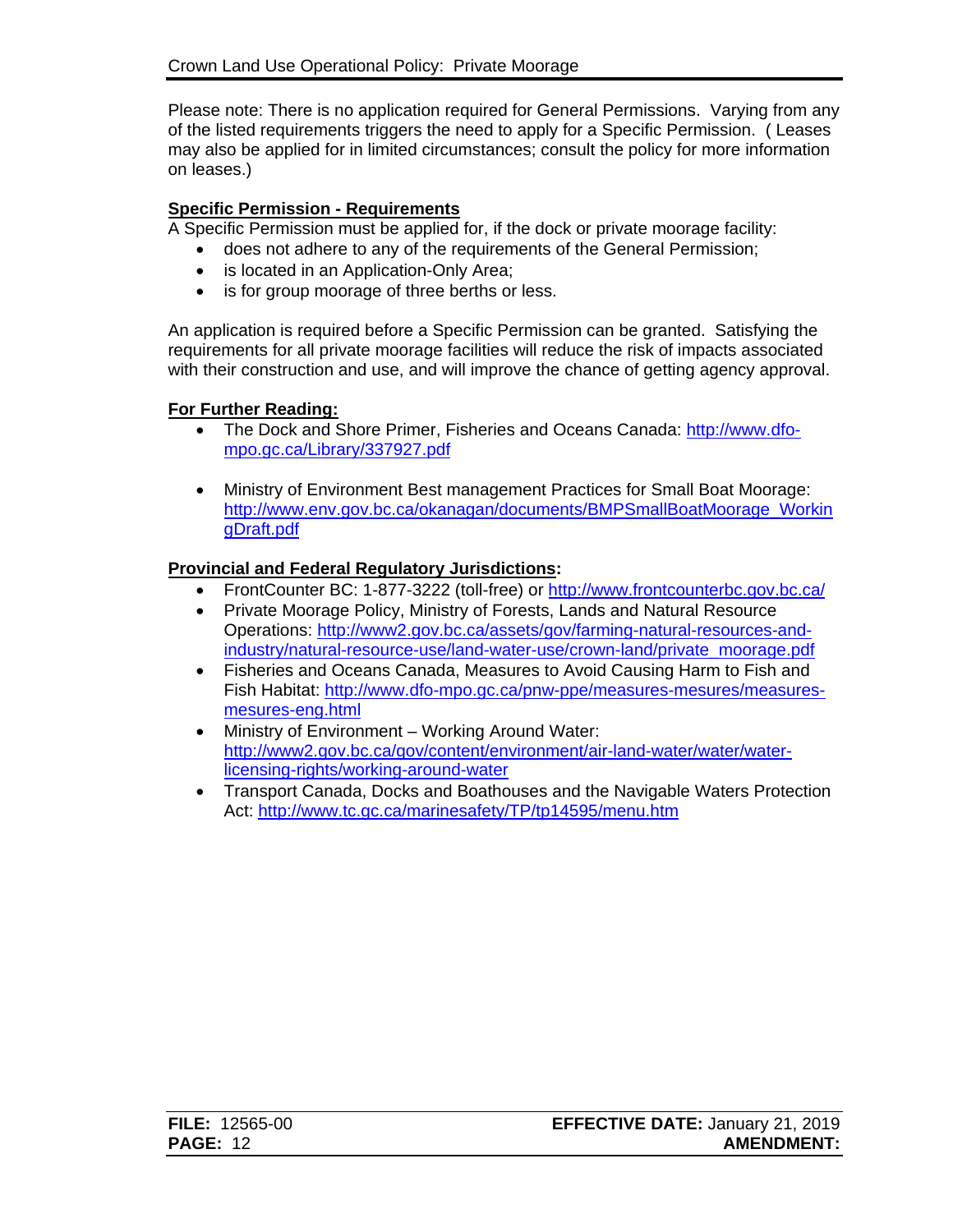Please note: There is no application required for General Permissions. Varying from any of the listed requirements triggers the need to apply for a Specific Permission. ( Leases may also be applied for in limited circumstances; consult the policy for more information on leases.)

**Specific Permission - Requirements**

A Specific Permission must be applied for, if the dock or private moorage facility:

- does not adhere to any of the requirements of the General Permission;
- is located in an Application-Only Area;
- is for group moorage of three berths or less.

An application is required before a Specific Permission can be granted. Satisfying the requirements for all private moorage facilities will reduce the risk of impacts associated with their construction and use, and will improve the chance of getting agency approval.

**For Further Reading:**

- The Dock and Shore Primer, Fisheries and Oceans Canada: http://www.dfo-mpo.gc.ca/Library/337927.pdf

- Ministry of Environment Best management Practices for Small Boat Moorage: http://www.env.gov.bc.ca/okanagan/documents/BMPSmallBoatMoorage_WorkingDraft.pdf

**Provincial and Federal Regulatory Jurisdictions:**

- FrontCounter BC: 1-877-3222 (toll-free) or http://www.frontcounterbc.gov.bc.ca/
- Private Moorage Policy, Ministry of Forests, Lands and Natural Resource Operations: http://www2.gov.bc.ca/assets/gov/farming-natural-resources-and-industry/natural-resource-use/land-water-use/crown-land/private_moorage.pdf
- Fisheries and Oceans Canada, Measures to Avoid Causing Harm to Fish and Fish Habitat: http://www.dfo-mpo.gc.ca/pnw-ppe/measures-mesures/measures-mesures-eng.html
- Ministry of Environment – Working Around Water: http://www2.gov.bc.ca/gov/content/environment/air-land-water/water/water-licensing-rights/working-around-water
- Transport Canada, Docks and Boathouses and the Navigable Waters Protection Act: http://www.tc.gc.ca/marinesafety/TP/tp14595/menu.htm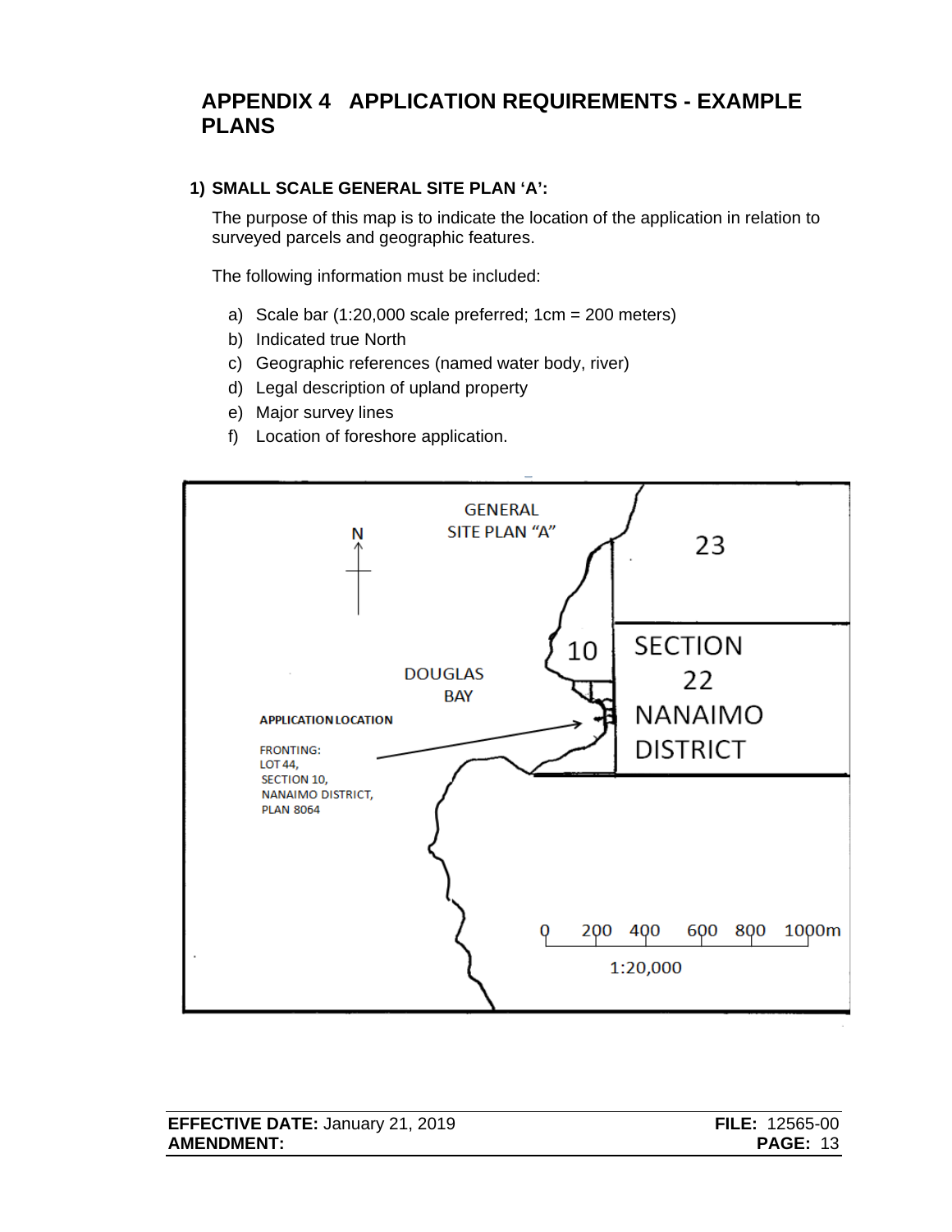# APPENDIX 4 APPLICATION REQUIREMENTS - EXAMPLE PLANS

### 1) SMALL SCALE GENERAL SITE PLAN 'A':

The purpose of this map is to indicate the location of the application in relation to surveyed parcels and geographic features.

The following information must be included:

a) Scale bar (1:20,000 scale preferred; 1cm = 200 meters)
b) Indicated true North
c) Geographic references (named water body, river)
d) Legal description of upland property
e) Major survey lines
f) Location of foreshore application.

GENERAL SITE PLAN "A"

N

23

10

SECTION 22 NANAIMO DISTRICT

DOUGLAS BAY

APPLICATION LOCATION

FRONTING:
LOT 44,
SECTION 10,
NANAIMO DISTRICT,
PLAN 8064

0 200 400 600 800 1000m

1:20,000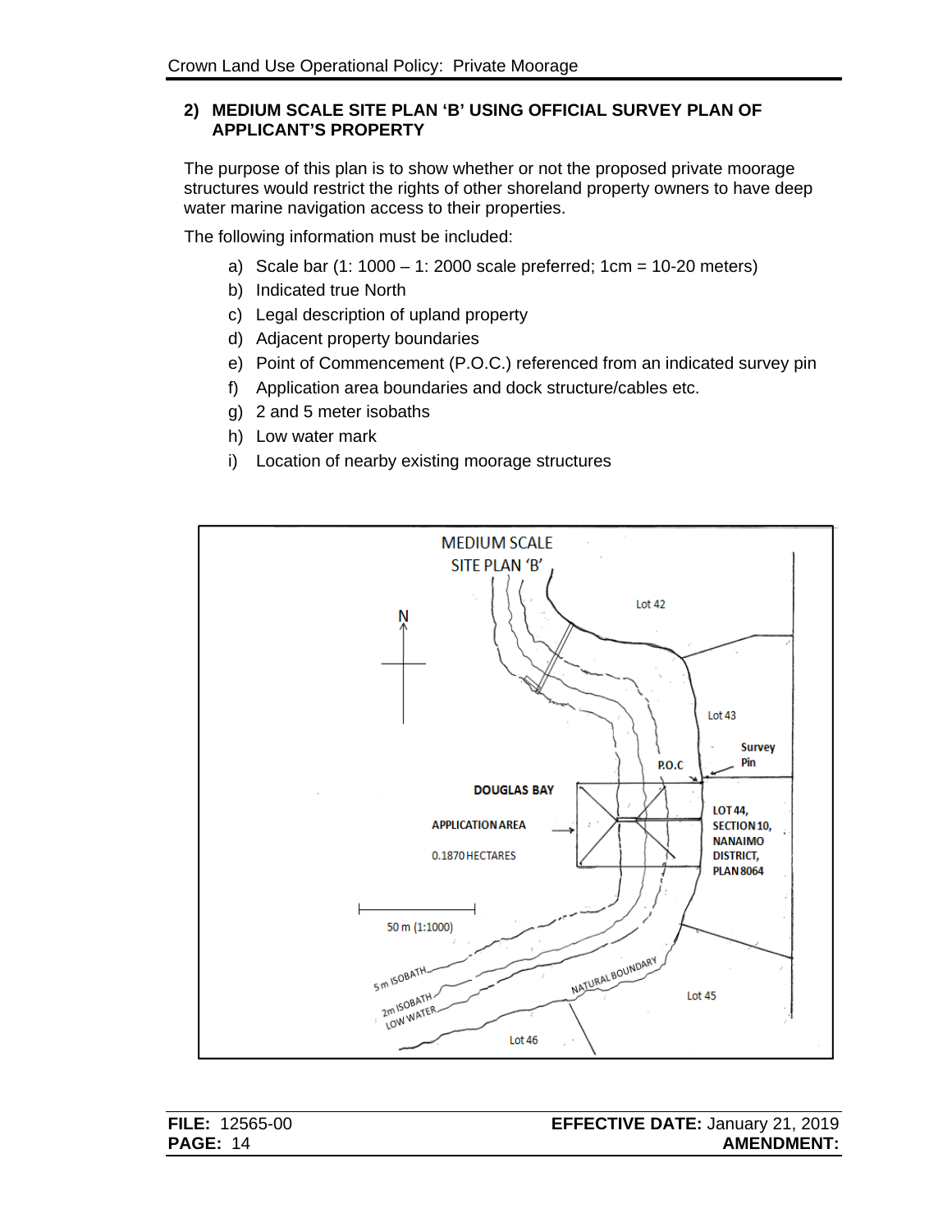## 2) MEDIUM SCALE SITE PLAN 'B' USING OFFICIAL SURVEY PLAN OF APPLICANT'S PROPERTY

The purpose of this plan is to show whether or not the proposed private moorage structures would restrict the rights of other shoreland property owners to have deep water marine navigation access to their properties.

The following information must be included:

a) Scale bar (1: 1000 – 1: 2000 scale preferred; 1cm = 10-20 meters)
b) Indicated true North
c) Legal description of upland property
d) Adjacent property boundaries
e) Point of Commencement (P.O.C.) referenced from an indicated survey pin
f) Application area boundaries and dock structure/cables etc.
g) 2 and 5 meter isobaths
h) Low water mark
i) Location of nearby existing moorage structures

MEDIUM SCALE SITE PLAN 'B'

N

Lot 42

Lot 43

Survey Pin

P.O.C

DOUGLAS BAY

APPLICATION AREA

0.1870 HECTARES

LOT 44, SECTION 10, NANAIMO DISTRICT, PLAN 8064

50 m (1:1000)

5 m ISOBATH

2m ISOBATH

LOW WATER

NATURAL BOUNDARY

Lot 45

Lot 46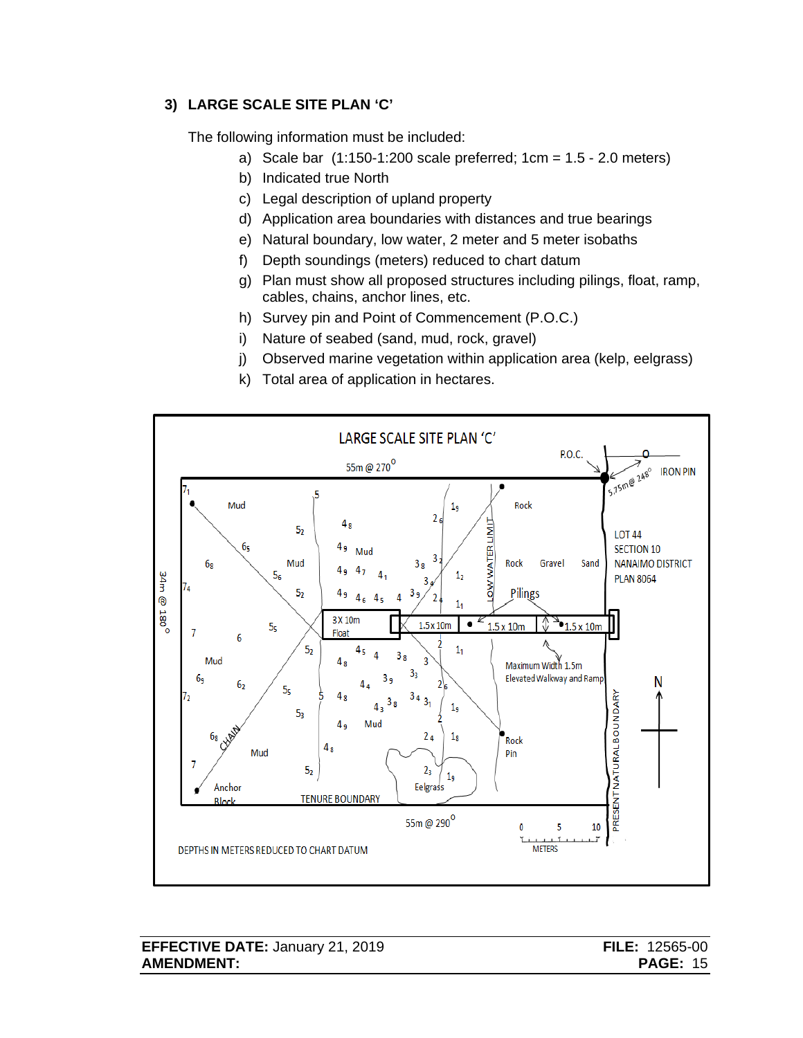### 3) LARGE SCALE SITE PLAN 'C'

The following information must be included:

a) Scale bar (1:150-1:200 scale preferred; 1cm = 1.5 - 2.0 meters)
b) Indicated true North
c) Legal description of upland property
d) Application area boundaries with distances and true bearings
e) Natural boundary, low water, 2 meter and 5 meter isobaths
f) Depth soundings (meters) reduced to chart datum
g) Plan must show all proposed structures including pilings, float, ramp, cables, chains, anchor lines, etc.
h) Survey pin and Point of Commencement (P.O.C.)
i) Nature of seabed (sand, mud, rock, gravel)
j) Observed marine vegetation within application area (kelp, eelgrass)
k) Total area of application in hectares.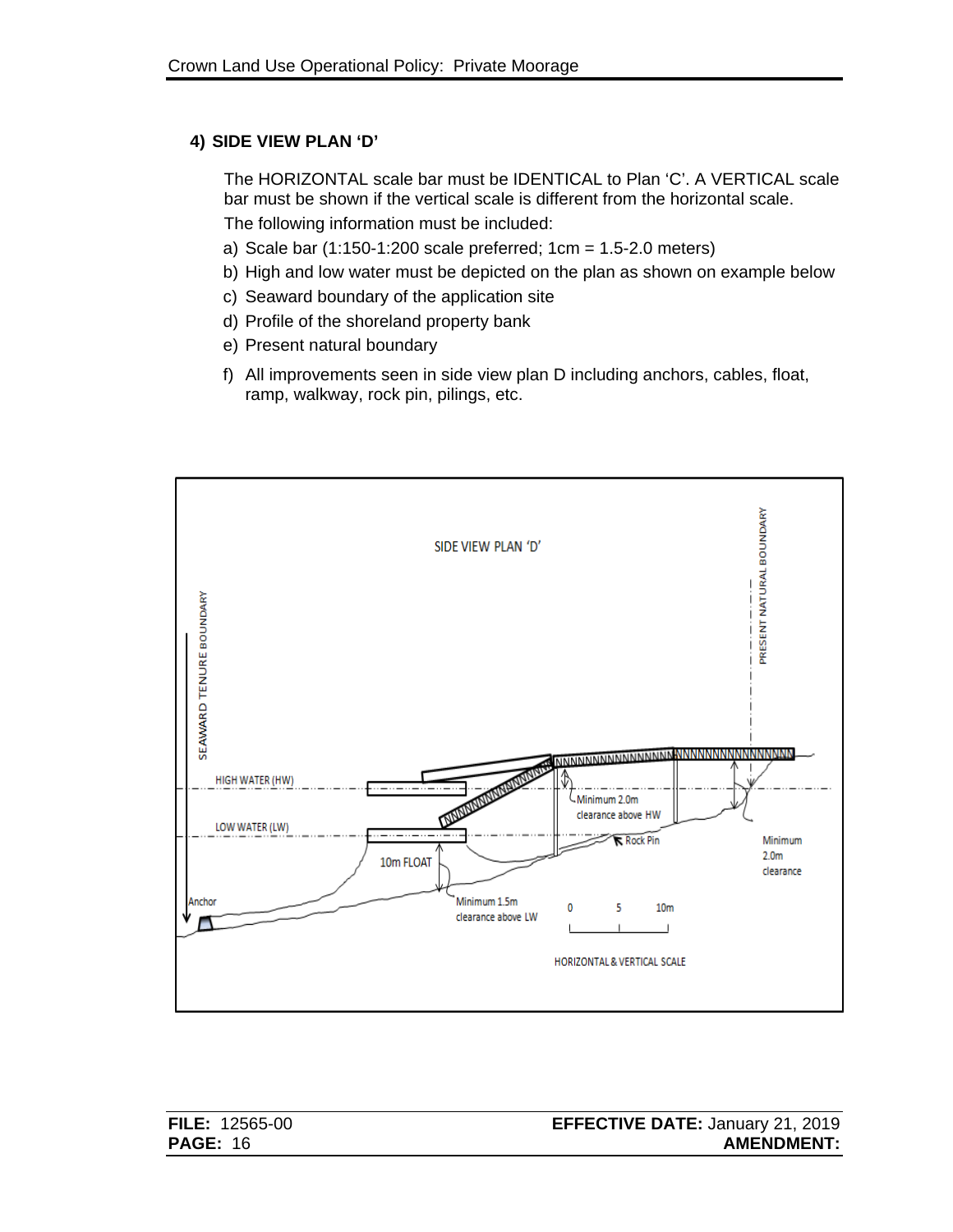## 4) SIDE VIEW PLAN 'D'

The HORIZONTAL scale bar must be IDENTICAL to Plan 'C'. A VERTICAL scale bar must be shown if the vertical scale is different from the horizontal scale.

The following information must be included:

a) Scale bar (1:150-1:200 scale preferred; 1cm = 1.5-2.0 meters)
b) High and low water must be depicted on the plan as shown on example below
c) Seaward boundary of the application site
d) Profile of the shoreland property bank
e) Present natural boundary
f) All improvements seen in side view plan D including anchors, cables, float, ramp, walkway, rock pin, pilings, etc.

SIDE VIEW PLAN 'D'

SEAWARD TENURE BOUNDARY

PRESENT NATURAL BOUNDARY

HIGH WATER (HW)

LOW WATER (LW)

10m FLOAT

Anchor

Minimum 1.5m clearance above LW

Minimum 2.0m clearance above HW

Rock Pin

Minimum 2.0m clearance

0 5 10m

HORIZONTAL & VERTICAL SCALE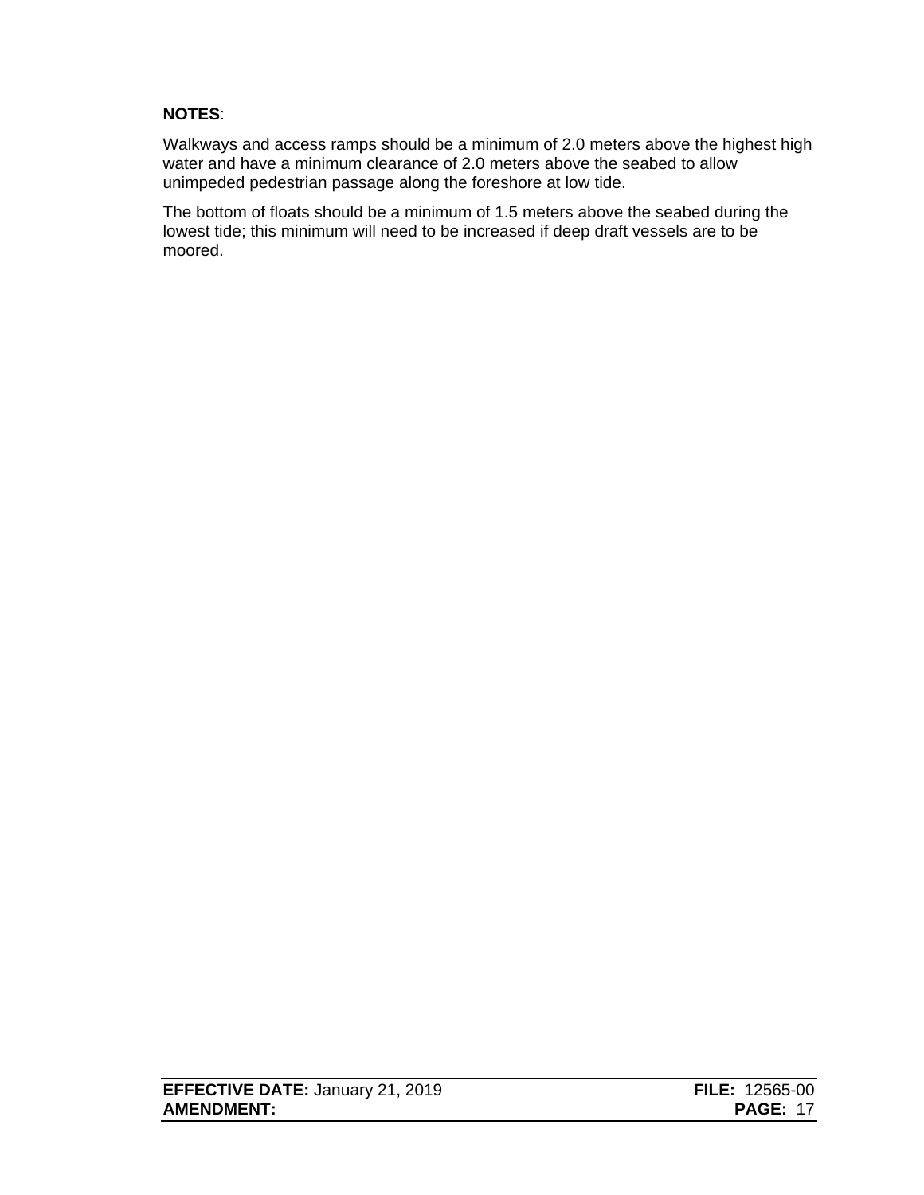**NOTES**:

Walkways and access ramps should be a minimum of 2.0 meters above the highest high water and have a minimum clearance of 2.0 meters above the seabed to allow unimpeded pedestrian passage along the foreshore at low tide.

The bottom of floats should be a minimum of 1.5 meters above the seabed during the lowest tide; this minimum will need to be increased if deep draft vessels are to be moored.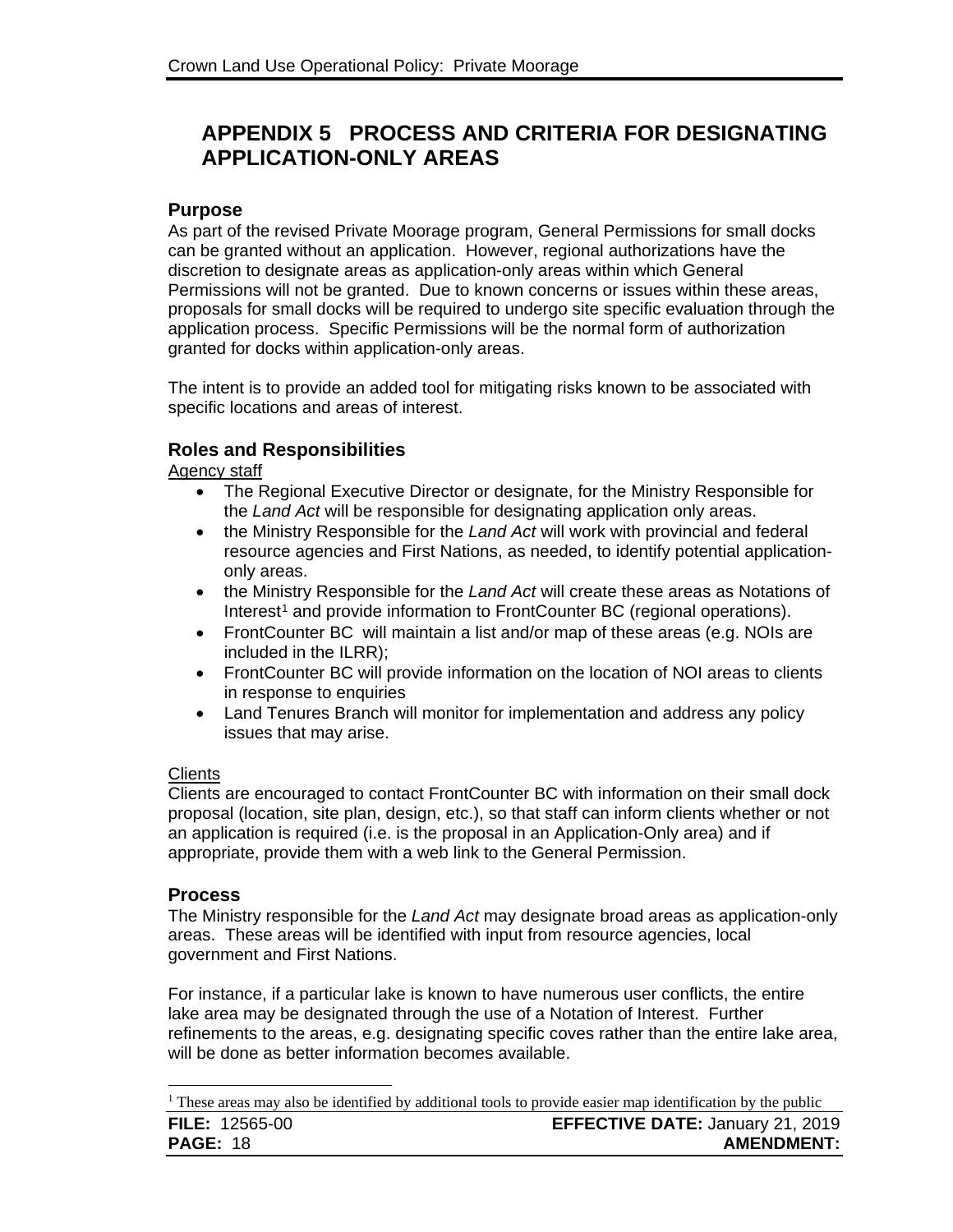# APPENDIX 5 PROCESS AND CRITERIA FOR DESIGNATING APPLICATION-ONLY AREAS

## Purpose

As part of the revised Private Moorage program, General Permissions for small docks can be granted without an application. However, regional authorizations have the discretion to designate areas as application-only areas within which General Permissions will not be granted. Due to known concerns or issues within these areas, proposals for small docks will be required to undergo site specific evaluation through the application process. Specific Permissions will be the normal form of authorization granted for docks within application-only areas.

The intent is to provide an added tool for mitigating risks known to be associated with specific locations and areas of interest.

## Roles and Responsibilities

Agency staff

- The Regional Executive Director or designate, for the Ministry Responsible for the *Land Act* will be responsible for designating application only areas.
- the Ministry Responsible for the *Land Act* will work with provincial and federal resource agencies and First Nations, as needed, to identify potential application-only areas.
- the Ministry Responsible for the *Land Act* will create these areas as Notations of Interest[1] and provide information to FrontCounter BC (regional operations).
- FrontCounter BC will maintain a list and/or map of these areas (e.g. NOIs are included in the ILRR);
- FrontCounter BC will provide information on the location of NOI areas to clients in response to enquiries
- Land Tenures Branch will monitor for implementation and address any policy issues that may arise.

Clients

Clients are encouraged to contact FrontCounter BC with information on their small dock proposal (location, site plan, design, etc.), so that staff can inform clients whether or not an application is required (i.e. is the proposal in an Application-Only area) and if appropriate, provide them with a web link to the General Permission.

## Process

The Ministry responsible for the *Land Act* may designate broad areas as application-only areas. These areas will be identified with input from resource agencies, local government and First Nations.

For instance, if a particular lake is known to have numerous user conflicts, the entire lake area may be designated through the use of a Notation of Interest. Further refinements to the areas, e.g. designating specific coves rather than the entire lake area, will be done as better information becomes available.

[1] These areas may also be identified by additional tools to provide easier map identification by the public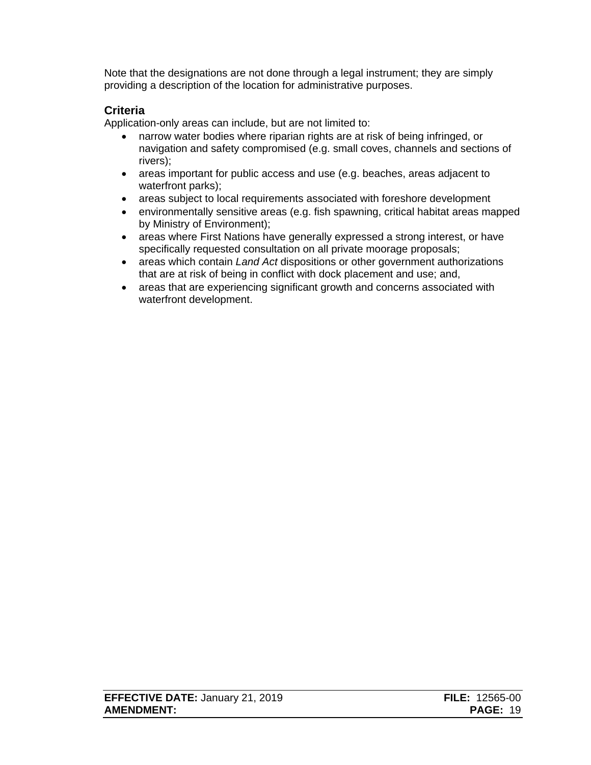Note that the designations are not done through a legal instrument; they are simply providing a description of the location for administrative purposes.

### Criteria

Application-only areas can include, but are not limited to:

- narrow water bodies where riparian rights are at risk of being infringed, or navigation and safety compromised (e.g. small coves, channels and sections of rivers);
- areas important for public access and use (e.g. beaches, areas adjacent to waterfront parks);
- areas subject to local requirements associated with foreshore development
- environmentally sensitive areas (e.g. fish spawning, critical habitat areas mapped by Ministry of Environment);
- areas where First Nations have generally expressed a strong interest, or have specifically requested consultation on all private moorage proposals;
- areas which contain *Land Act* dispositions or other government authorizations that are at risk of being in conflict with dock placement and use; and,
- areas that are experiencing significant growth and concerns associated with waterfront development.